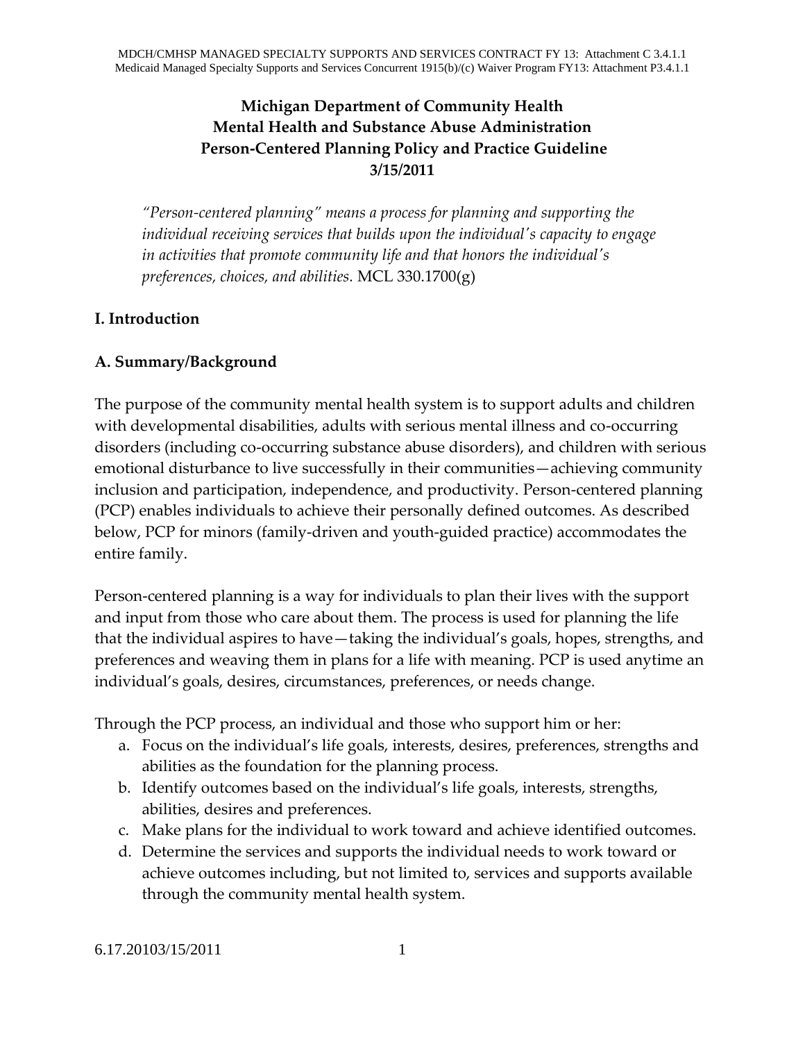# Michigan Department of Community Health
# Mental Health and Substance Abuse Administration
# Person-Centered Planning Policy and Practice Guideline
# 3/15/2011

*"Person-centered planning" means a process for planning and supporting the individual receiving services that builds upon the individual's capacity to engage in activities that promote community life and that honors the individual's preferences, choices, and abilities.* MCL 330.1700(g)

## I. Introduction

### A. Summary/Background

The purpose of the community mental health system is to support adults and children with developmental disabilities, adults with serious mental illness and co-occurring disorders (including co-occurring substance abuse disorders), and children with serious emotional disturbance to live successfully in their communities—achieving community inclusion and participation, independence, and productivity. Person-centered planning (PCP) enables individuals to achieve their personally defined outcomes. As described below, PCP for minors (family-driven and youth-guided practice) accommodates the entire family.

Person-centered planning is a way for individuals to plan their lives with the support and input from those who care about them. The process is used for planning the life that the individual aspires to have—taking the individual's goals, hopes, strengths, and preferences and weaving them in plans for a life with meaning. PCP is used anytime an individual's goals, desires, circumstances, preferences, or needs change.

Through the PCP process, an individual and those who support him or her:

a. Focus on the individual's life goals, interests, desires, preferences, strengths and abilities as the foundation for the planning process.
b. Identify outcomes based on the individual's life goals, interests, strengths, abilities, desires and preferences.
c. Make plans for the individual to work toward and achieve identified outcomes.
d. Determine the services and supports the individual needs to work toward or achieve outcomes including, but not limited to, services and supports available through the community mental health system.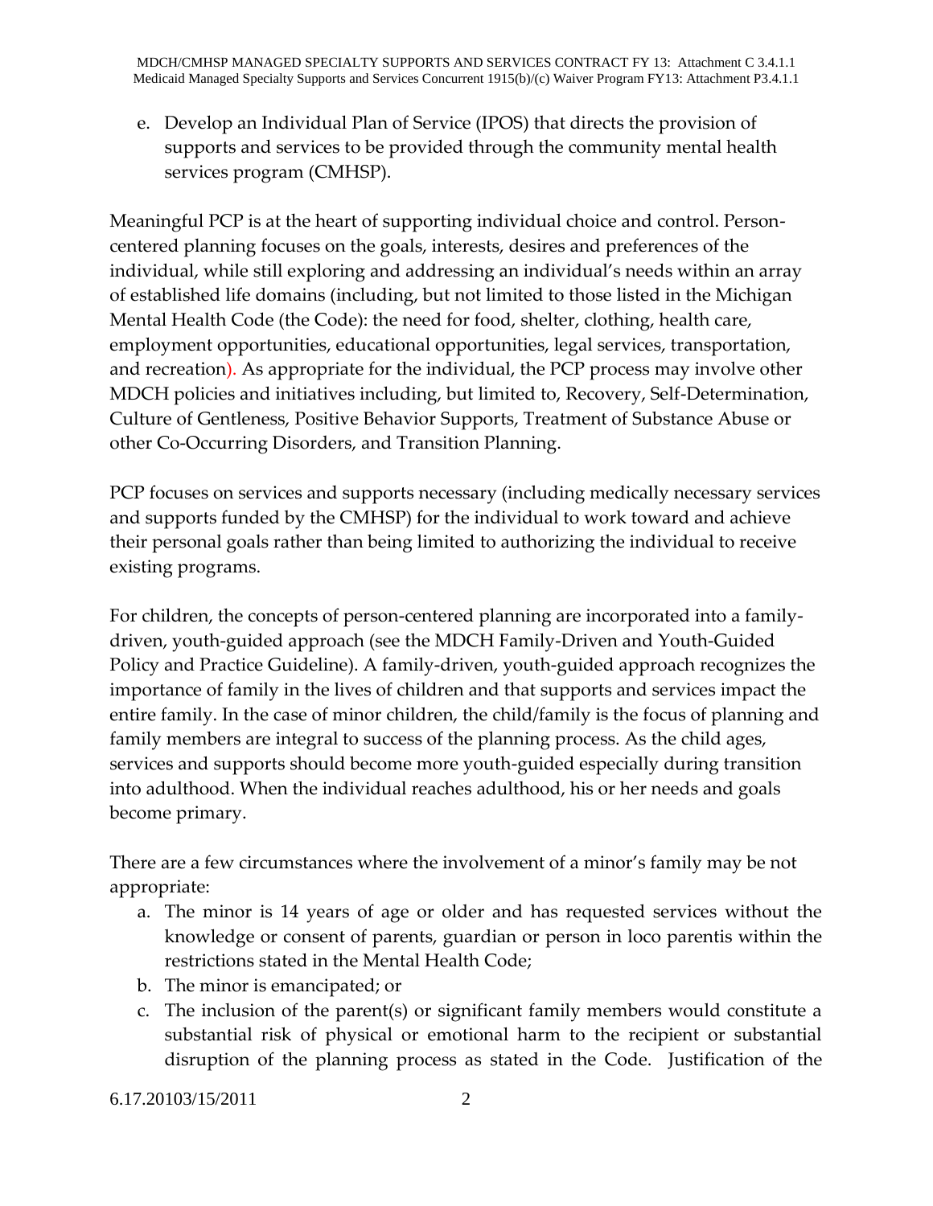e. Develop an Individual Plan of Service (IPOS) that directs the provision of supports and services to be provided through the community mental health services program (CMHSP).

Meaningful PCP is at the heart of supporting individual choice and control. Person-centered planning focuses on the goals, interests, desires and preferences of the individual, while still exploring and addressing an individual's needs within an array of established life domains (including, but not limited to those listed in the Michigan Mental Health Code (the Code): the need for food, shelter, clothing, health care, employment opportunities, educational opportunities, legal services, transportation, and recreation). As appropriate for the individual, the PCP process may involve other MDCH policies and initiatives including, but limited to, Recovery, Self-Determination, Culture of Gentleness, Positive Behavior Supports, Treatment of Substance Abuse or other Co-Occurring Disorders, and Transition Planning.

PCP focuses on services and supports necessary (including medically necessary services and supports funded by the CMHSP) for the individual to work toward and achieve their personal goals rather than being limited to authorizing the individual to receive existing programs.

For children, the concepts of person-centered planning are incorporated into a family-driven, youth-guided approach (see the MDCH Family-Driven and Youth-Guided Policy and Practice Guideline). A family-driven, youth-guided approach recognizes the importance of family in the lives of children and that supports and services impact the entire family. In the case of minor children, the child/family is the focus of planning and family members are integral to success of the planning process. As the child ages, services and supports should become more youth-guided especially during transition into adulthood. When the individual reaches adulthood, his or her needs and goals become primary.

There are a few circumstances where the involvement of a minor's family may be not appropriate:

a. The minor is 14 years of age or older and has requested services without the knowledge or consent of parents, guardian or person in loco parentis within the restrictions stated in the Mental Health Code;
b. The minor is emancipated; or
c. The inclusion of the parent(s) or significant family members would constitute a substantial risk of physical or emotional harm to the recipient or substantial disruption of the planning process as stated in the Code. Justification of the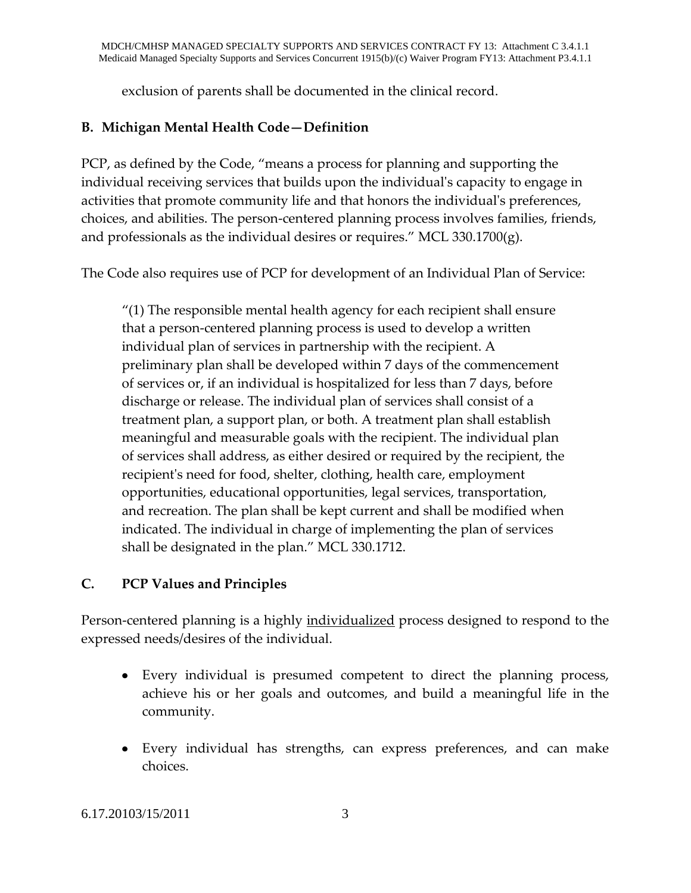exclusion of parents shall be documented in the clinical record.

## B. Michigan Mental Health Code—Definition

PCP, as defined by the Code, "means a process for planning and supporting the individual receiving services that builds upon the individual's capacity to engage in activities that promote community life and that honors the individual's preferences, choices, and abilities. The person-centered planning process involves families, friends, and professionals as the individual desires or requires." MCL 330.1700(g).

The Code also requires use of PCP for development of an Individual Plan of Service:

> "(1) The responsible mental health agency for each recipient shall ensure that a person-centered planning process is used to develop a written individual plan of services in partnership with the recipient. A preliminary plan shall be developed within 7 days of the commencement of services or, if an individual is hospitalized for less than 7 days, before discharge or release. The individual plan of services shall consist of a treatment plan, a support plan, or both. A treatment plan shall establish meaningful and measurable goals with the recipient. The individual plan of services shall address, as either desired or required by the recipient, the recipient's need for food, shelter, clothing, health care, employment opportunities, educational opportunities, legal services, transportation, and recreation. The plan shall be kept current and shall be modified when indicated. The individual in charge of implementing the plan of services shall be designated in the plan." MCL 330.1712.

## C. PCP Values and Principles

Person-centered planning is a highly <u>individualized</u> process designed to respond to the expressed needs/desires of the individual.

- Every individual is presumed competent to direct the planning process, achieve his or her goals and outcomes, and build a meaningful life in the community.
- Every individual has strengths, can express preferences, and can make choices.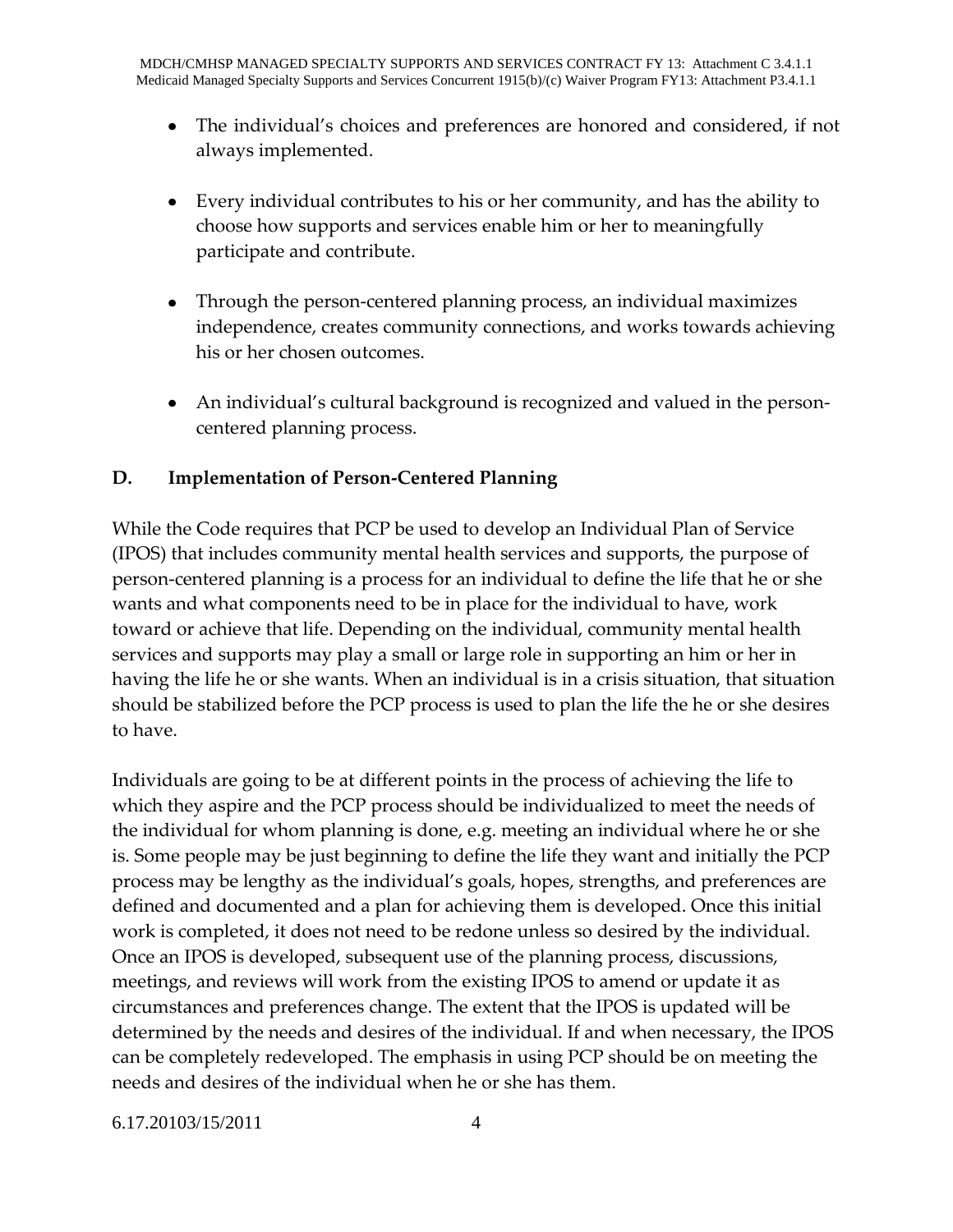- The individual's choices and preferences are honored and considered, if not always implemented.

- Every individual contributes to his or her community, and has the ability to choose how supports and services enable him or her to meaningfully participate and contribute.

- Through the person-centered planning process, an individual maximizes independence, creates community connections, and works towards achieving his or her chosen outcomes.

- An individual's cultural background is recognized and valued in the person-centered planning process.

## D. Implementation of Person-Centered Planning

While the Code requires that PCP be used to develop an Individual Plan of Service (IPOS) that includes community mental health services and supports, the purpose of person-centered planning is a process for an individual to define the life that he or she wants and what components need to be in place for the individual to have, work toward or achieve that life. Depending on the individual, community mental health services and supports may play a small or large role in supporting an him or her in having the life he or she wants. When an individual is in a crisis situation, that situation should be stabilized before the PCP process is used to plan the life the he or she desires to have.

Individuals are going to be at different points in the process of achieving the life to which they aspire and the PCP process should be individualized to meet the needs of the individual for whom planning is done, e.g. meeting an individual where he or she is. Some people may be just beginning to define the life they want and initially the PCP process may be lengthy as the individual's goals, hopes, strengths, and preferences are defined and documented and a plan for achieving them is developed. Once this initial work is completed, it does not need to be redone unless so desired by the individual. Once an IPOS is developed, subsequent use of the planning process, discussions, meetings, and reviews will work from the existing IPOS to amend or update it as circumstances and preferences change. The extent that the IPOS is updated will be determined by the needs and desires of the individual. If and when necessary, the IPOS can be completely redeveloped. The emphasis in using PCP should be on meeting the needs and desires of the individual when he or she has them.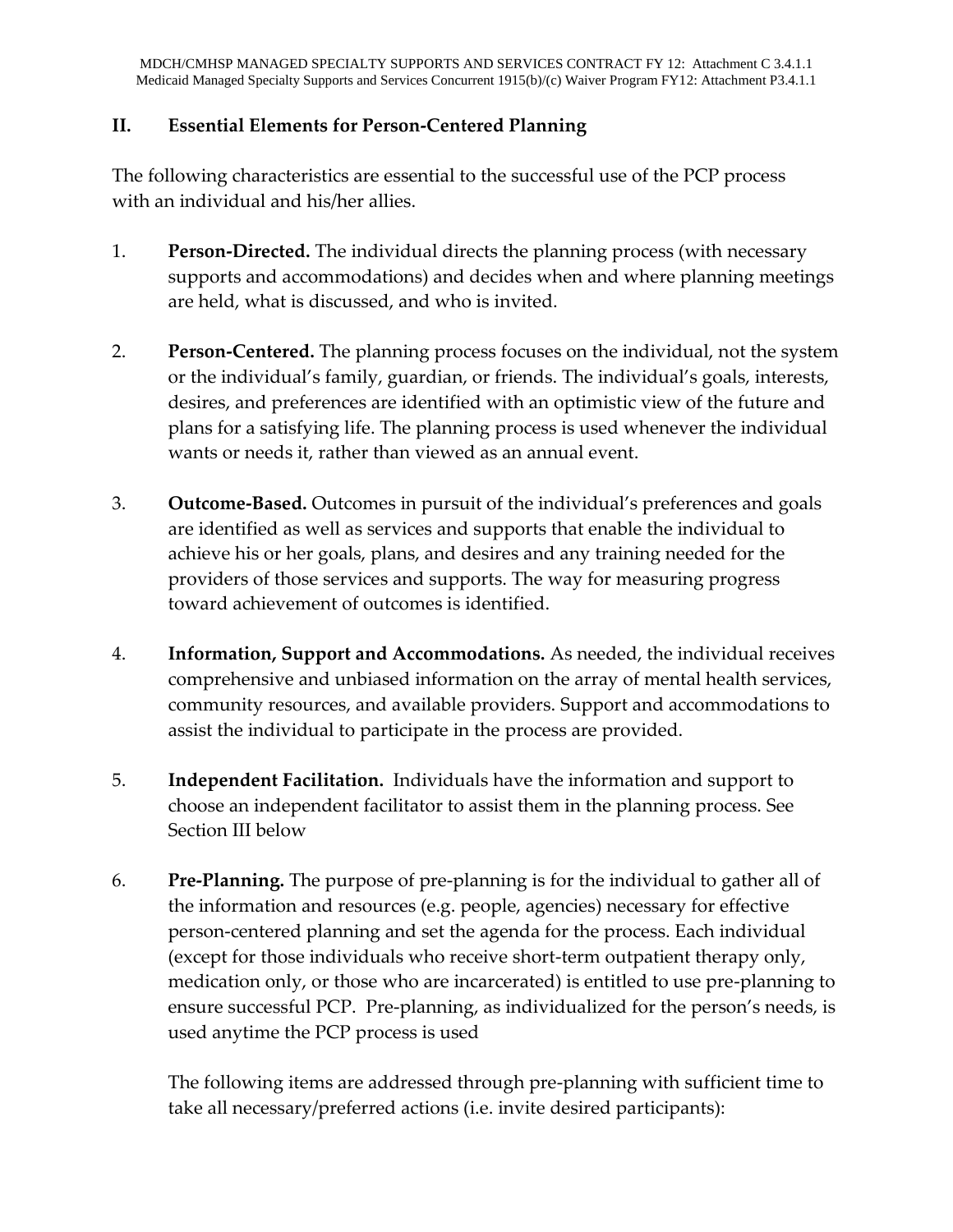## II. Essential Elements for Person-Centered Planning

The following characteristics are essential to the successful use of the PCP process with an individual and his/her allies.

1. **Person-Directed.** The individual directs the planning process (with necessary supports and accommodations) and decides when and where planning meetings are held, what is discussed, and who is invited.

2. **Person-Centered.** The planning process focuses on the individual, not the system or the individual's family, guardian, or friends. The individual's goals, interests, desires, and preferences are identified with an optimistic view of the future and plans for a satisfying life. The planning process is used whenever the individual wants or needs it, rather than viewed as an annual event.

3. **Outcome-Based.** Outcomes in pursuit of the individual's preferences and goals are identified as well as services and supports that enable the individual to achieve his or her goals, plans, and desires and any training needed for the providers of those services and supports. The way for measuring progress toward achievement of outcomes is identified.

4. **Information, Support and Accommodations.** As needed, the individual receives comprehensive and unbiased information on the array of mental health services, community resources, and available providers. Support and accommodations to assist the individual to participate in the process are provided.

5. **Independent Facilitation.** Individuals have the information and support to choose an independent facilitator to assist them in the planning process. See Section III below

6. **Pre-Planning.** The purpose of pre-planning is for the individual to gather all of the information and resources (e.g. people, agencies) necessary for effective person-centered planning and set the agenda for the process. Each individual (except for those individuals who receive short-term outpatient therapy only, medication only, or those who are incarcerated) is entitled to use pre-planning to ensure successful PCP. Pre-planning, as individualized for the person's needs, is used anytime the PCP process is used

   The following items are addressed through pre-planning with sufficient time to take all necessary/preferred actions (i.e. invite desired participants):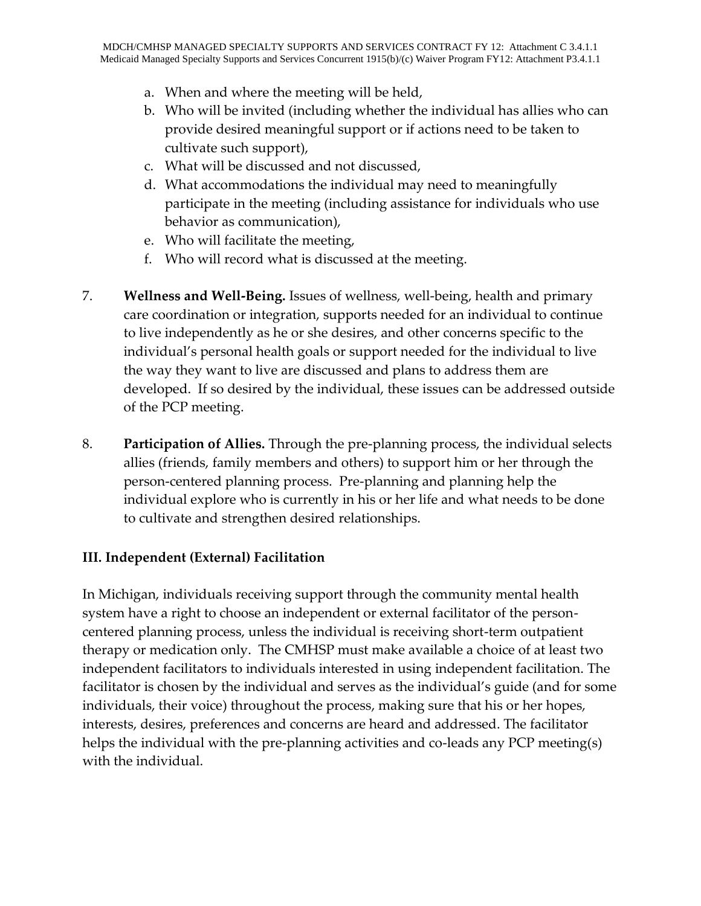a. When and where the meeting will be held,
b. Who will be invited (including whether the individual has allies who can provide desired meaningful support or if actions need to be taken to cultivate such support),
c. What will be discussed and not discussed,
d. What accommodations the individual may need to meaningfully participate in the meeting (including assistance for individuals who use behavior as communication),
e. Who will facilitate the meeting,
f. Who will record what is discussed at the meeting.

7. **Wellness and Well-Being.** Issues of wellness, well-being, health and primary care coordination or integration, supports needed for an individual to continue to live independently as he or she desires, and other concerns specific to the individual's personal health goals or support needed for the individual to live the way they want to live are discussed and plans to address them are developed. If so desired by the individual, these issues can be addressed outside of the PCP meeting.

8. **Participation of Allies.** Through the pre-planning process, the individual selects allies (friends, family members and others) to support him or her through the person-centered planning process. Pre-planning and planning help the individual explore who is currently in his or her life and what needs to be done to cultivate and strengthen desired relationships.

## III. Independent (External) Facilitation

In Michigan, individuals receiving support through the community mental health system have a right to choose an independent or external facilitator of the person-centered planning process, unless the individual is receiving short-term outpatient therapy or medication only. The CMHSP must make available a choice of at least two independent facilitators to individuals interested in using independent facilitation. The facilitator is chosen by the individual and serves as the individual's guide (and for some individuals, their voice) throughout the process, making sure that his or her hopes, interests, desires, preferences and concerns are heard and addressed. The facilitator helps the individual with the pre-planning activities and co-leads any PCP meeting(s) with the individual.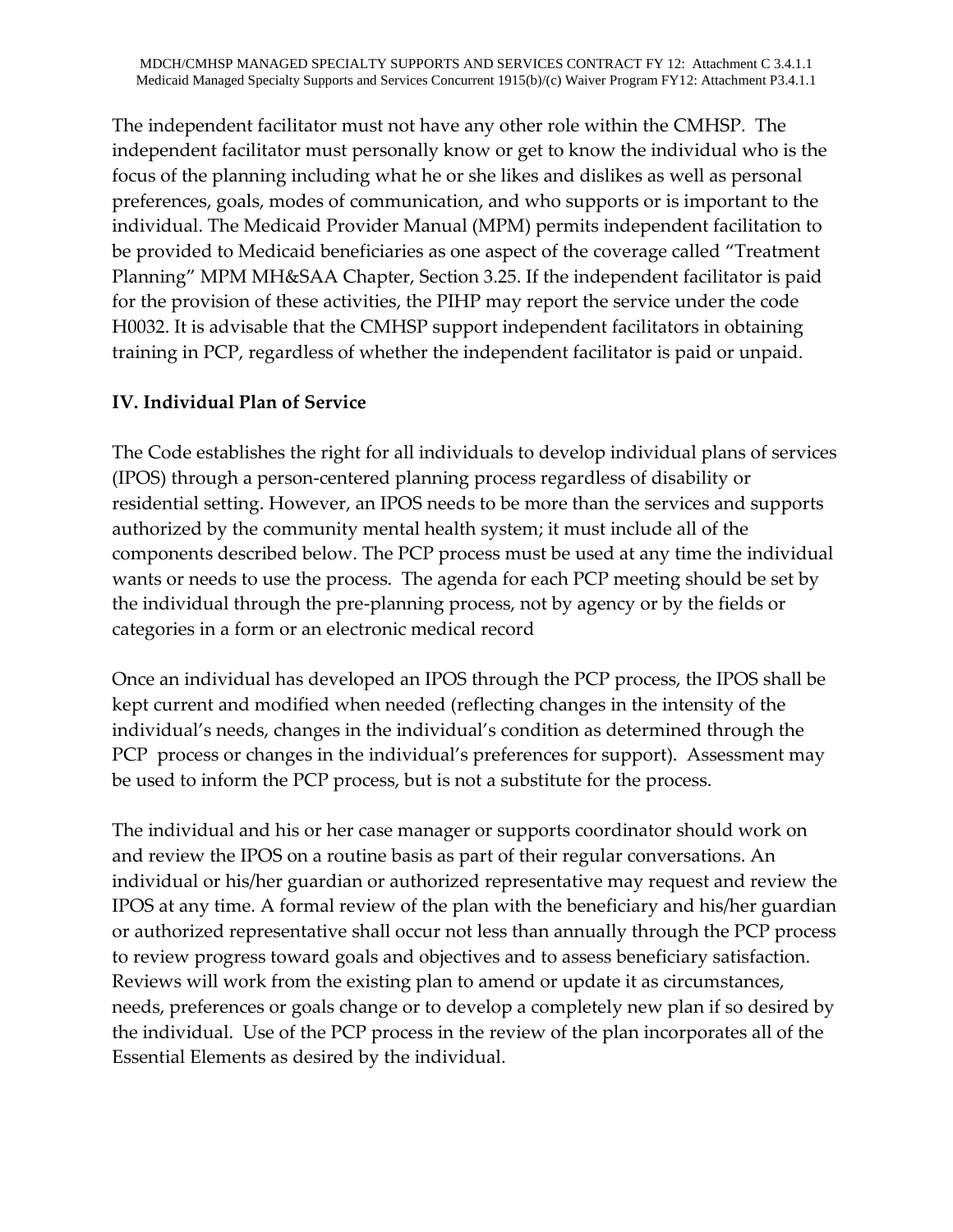The independent facilitator must not have any other role within the CMHSP. The independent facilitator must personally know or get to know the individual who is the focus of the planning including what he or she likes and dislikes as well as personal preferences, goals, modes of communication, and who supports or is important to the individual. The Medicaid Provider Manual (MPM) permits independent facilitation to be provided to Medicaid beneficiaries as one aspect of the coverage called "Treatment Planning" MPM MH&SAA Chapter, Section 3.25. If the independent facilitator is paid for the provision of these activities, the PIHP may report the service under the code H0032. It is advisable that the CMHSP support independent facilitators in obtaining training in PCP, regardless of whether the independent facilitator is paid or unpaid.

## IV. Individual Plan of Service

The Code establishes the right for all individuals to develop individual plans of services (IPOS) through a person-centered planning process regardless of disability or residential setting. However, an IPOS needs to be more than the services and supports authorized by the community mental health system; it must include all of the components described below. The PCP process must be used at any time the individual wants or needs to use the process. The agenda for each PCP meeting should be set by the individual through the pre-planning process, not by agency or by the fields or categories in a form or an electronic medical record

Once an individual has developed an IPOS through the PCP process, the IPOS shall be kept current and modified when needed (reflecting changes in the intensity of the individual's needs, changes in the individual's condition as determined through the PCP process or changes in the individual's preferences for support). Assessment may be used to inform the PCP process, but is not a substitute for the process.

The individual and his or her case manager or supports coordinator should work on and review the IPOS on a routine basis as part of their regular conversations. An individual or his/her guardian or authorized representative may request and review the IPOS at any time. A formal review of the plan with the beneficiary and his/her guardian or authorized representative shall occur not less than annually through the PCP process to review progress toward goals and objectives and to assess beneficiary satisfaction. Reviews will work from the existing plan to amend or update it as circumstances, needs, preferences or goals change or to develop a completely new plan if so desired by the individual. Use of the PCP process in the review of the plan incorporates all of the Essential Elements as desired by the individual.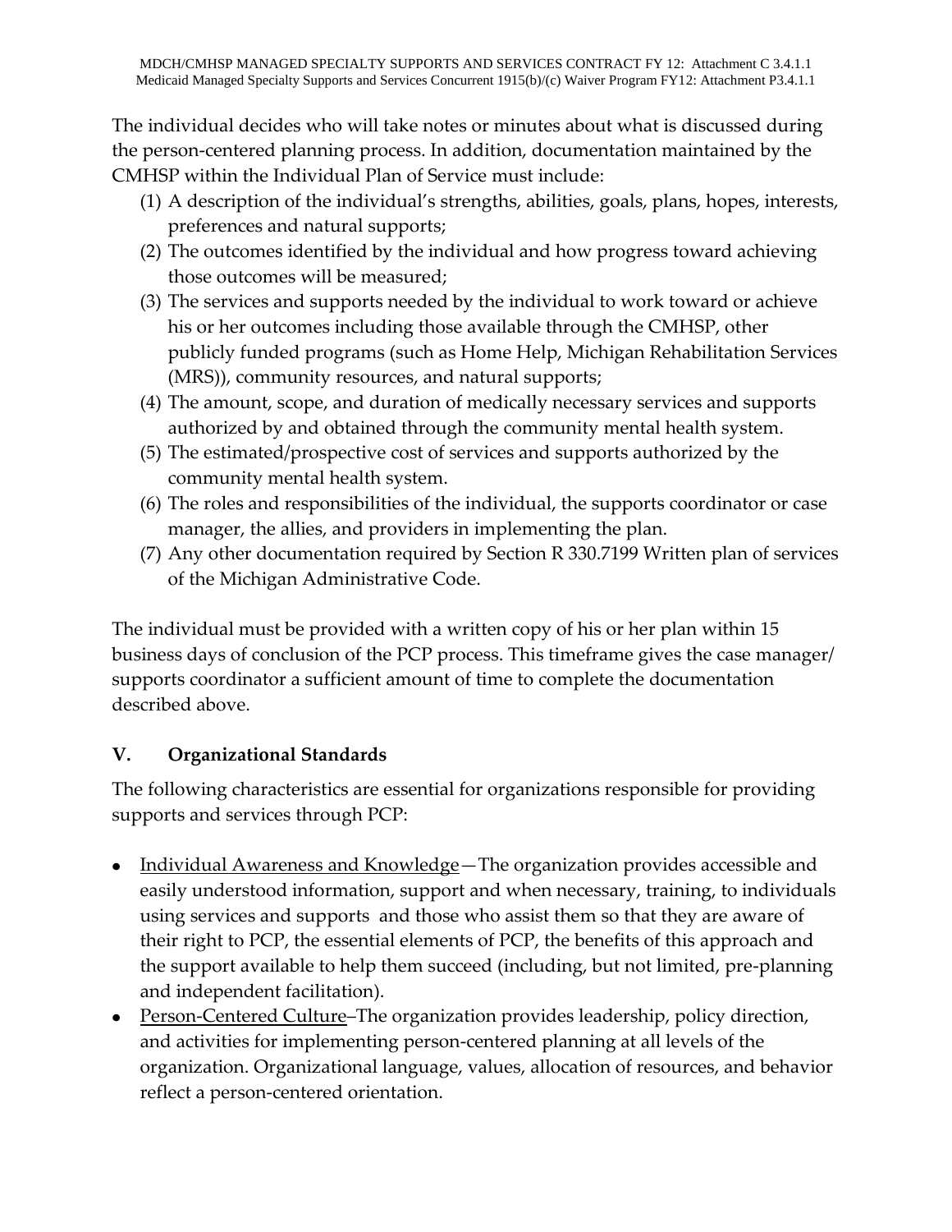The individual decides who will take notes or minutes about what is discussed during the person-centered planning process. In addition, documentation maintained by the CMHSP within the Individual Plan of Service must include:

(1) A description of the individual's strengths, abilities, goals, plans, hopes, interests, preferences and natural supports;
(2) The outcomes identified by the individual and how progress toward achieving those outcomes will be measured;
(3) The services and supports needed by the individual to work toward or achieve his or her outcomes including those available through the CMHSP, other publicly funded programs (such as Home Help, Michigan Rehabilitation Services (MRS)), community resources, and natural supports;
(4) The amount, scope, and duration of medically necessary services and supports authorized by and obtained through the community mental health system.
(5) The estimated/prospective cost of services and supports authorized by the community mental health system.
(6) The roles and responsibilities of the individual, the supports coordinator or case manager, the allies, and providers in implementing the plan.
(7) Any other documentation required by Section R 330.7199 Written plan of services of the Michigan Administrative Code.

The individual must be provided with a written copy of his or her plan within 15 business days of conclusion of the PCP process. This timeframe gives the case manager/ supports coordinator a sufficient amount of time to complete the documentation described above.

## V. Organizational Standards

The following characteristics are essential for organizations responsible for providing supports and services through PCP:

- Individual Awareness and Knowledge—The organization provides accessible and easily understood information, support and when necessary, training, to individuals using services and supports and those who assist them so that they are aware of their right to PCP, the essential elements of PCP, the benefits of this approach and the support available to help them succeed (including, but not limited, pre-planning and independent facilitation).
- Person-Centered Culture–The organization provides leadership, policy direction, and activities for implementing person-centered planning at all levels of the organization. Organizational language, values, allocation of resources, and behavior reflect a person-centered orientation.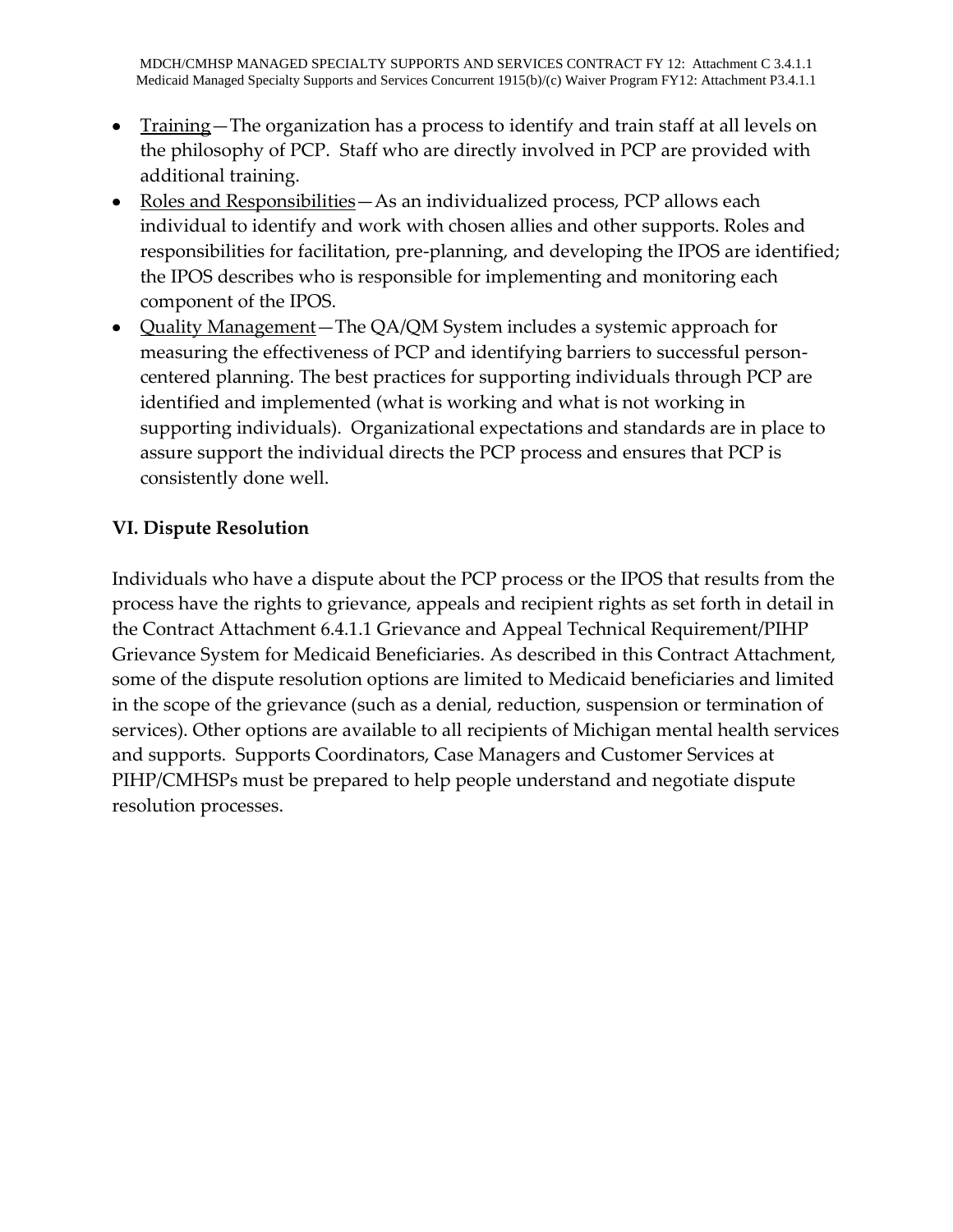- Training—The organization has a process to identify and train staff at all levels on the philosophy of PCP.  Staff who are directly involved in PCP are provided with additional training.
- Roles and Responsibilities—As an individualized process, PCP allows each individual to identify and work with chosen allies and other supports. Roles and responsibilities for facilitation, pre-planning, and developing the IPOS are identified; the IPOS describes who is responsible for implementing and monitoring each component of the IPOS.
- Quality Management—The QA/QM System includes a systemic approach for measuring the effectiveness of PCP and identifying barriers to successful person-centered planning. The best practices for supporting individuals through PCP are identified and implemented (what is working and what is not working in supporting individuals).  Organizational expectations and standards are in place to assure support the individual directs the PCP process and ensures that PCP is consistently done well.

### VI. Dispute Resolution

Individuals who have a dispute about the PCP process or the IPOS that results from the process have the rights to grievance, appeals and recipient rights as set forth in detail in the Contract Attachment 6.4.1.1 Grievance and Appeal Technical Requirement/PIHP Grievance System for Medicaid Beneficiaries. As described in this Contract Attachment, some of the dispute resolution options are limited to Medicaid beneficiaries and limited in the scope of the grievance (such as a denial, reduction, suspension or termination of services). Other options are available to all recipients of Michigan mental health services and supports.  Supports Coordinators, Case Managers and Customer Services at PIHP/CMHSPs must be prepared to help people understand and negotiate dispute resolution processes.